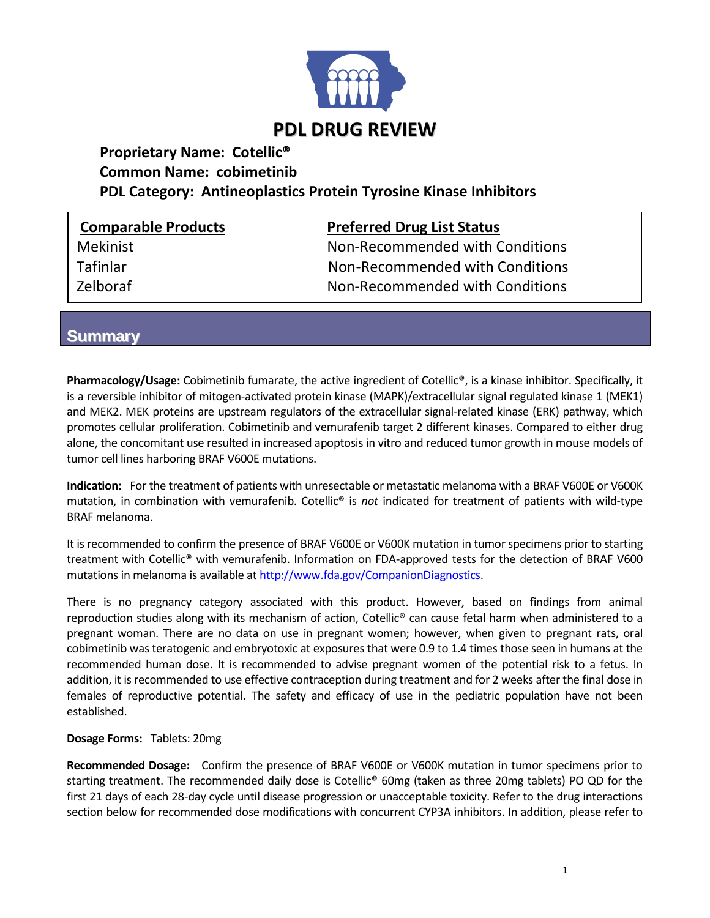# PDL DRUG REVIEW

**Proprietary Name: Cotellic®**
**Common Name: cobimetinib**
**PDL Category: Antineoplastics Protein Tyrosine Kinase Inhibitors**

| Comparable Products | Preferred Drug List Status |
| --- | --- |
| Mekinist | Non-Recommended with Conditions |
| Tafinlar | Non-Recommended with Conditions |
| Zelboraf | Non-Recommended with Conditions |

## Summary

**Pharmacology/Usage:** Cobimetinib fumarate, the active ingredient of Cotellic®, is a kinase inhibitor. Specifically, it is a reversible inhibitor of mitogen-activated protein kinase (MAPK)/extracellular signal regulated kinase 1 (MEK1) and MEK2. MEK proteins are upstream regulators of the extracellular signal-related kinase (ERK) pathway, which promotes cellular proliferation. Cobimetinib and vemurafenib target 2 different kinases. Compared to either drug alone, the concomitant use resulted in increased apoptosis in vitro and reduced tumor growth in mouse models of tumor cell lines harboring BRAF V600E mutations.

**Indication:** For the treatment of patients with unresectable or metastatic melanoma with a BRAF V600E or V600K mutation, in combination with vemurafenib. Cotellic® is *not* indicated for treatment of patients with wild-type BRAF melanoma.

It is recommended to confirm the presence of BRAF V600E or V600K mutation in tumor specimens prior to starting treatment with Cotellic® with vemurafenib. Information on FDA-approved tests for the detection of BRAF V600 mutations in melanoma is available at http://www.fda.gov/CompanionDiagnostics.

There is no pregnancy category associated with this product. However, based on findings from animal reproduction studies along with its mechanism of action, Cotellic® can cause fetal harm when administered to a pregnant woman. There are no data on use in pregnant women; however, when given to pregnant rats, oral cobimetinib was teratogenic and embryotoxic at exposures that were 0.9 to 1.4 times those seen in humans at the recommended human dose. It is recommended to advise pregnant women of the potential risk to a fetus. In addition, it is recommended to use effective contraception during treatment and for 2 weeks after the final dose in females of reproductive potential. The safety and efficacy of use in the pediatric population have not been established.

**Dosage Forms:** Tablets: 20mg

**Recommended Dosage:** Confirm the presence of BRAF V600E or V600K mutation in tumor specimens prior to starting treatment. The recommended daily dose is Cotellic® 60mg (taken as three 20mg tablets) PO QD for the first 21 days of each 28-day cycle until disease progression or unacceptable toxicity. Refer to the drug interactions section below for recommended dose modifications with concurrent CYP3A inhibitors. In addition, please refer to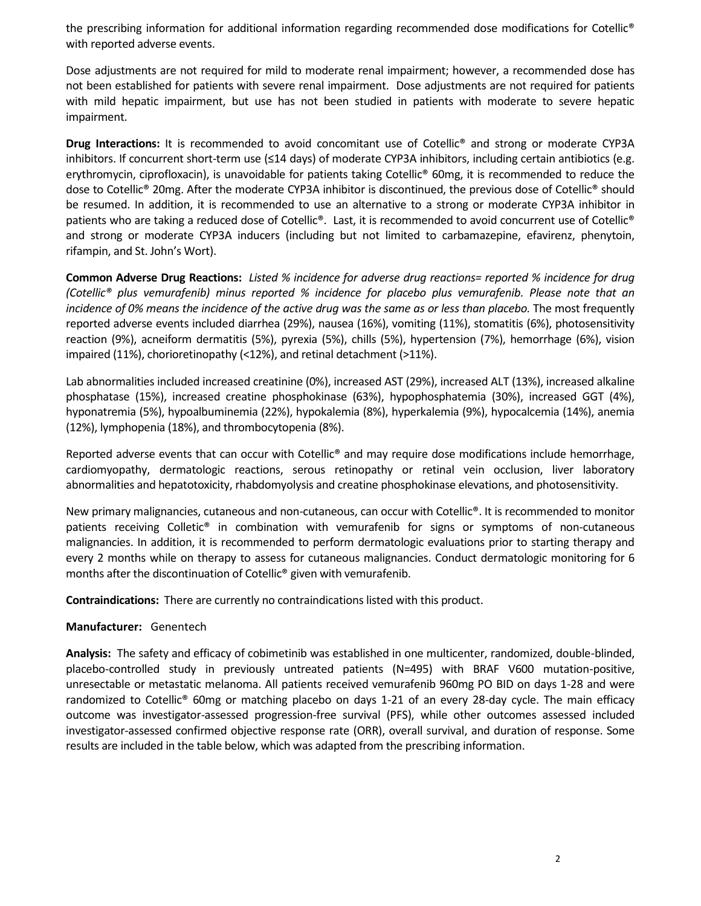the prescribing information for additional information regarding recommended dose modifications for Cotellic® with reported adverse events.

Dose adjustments are not required for mild to moderate renal impairment; however, a recommended dose has not been established for patients with severe renal impairment. Dose adjustments are not required for patients with mild hepatic impairment, but use has not been studied in patients with moderate to severe hepatic impairment.

**Drug Interactions:** It is recommended to avoid concomitant use of Cotellic® and strong or moderate CYP3A inhibitors. If concurrent short-term use (≤14 days) of moderate CYP3A inhibitors, including certain antibiotics (e.g. erythromycin, ciprofloxacin), is unavoidable for patients taking Cotellic® 60mg, it is recommended to reduce the dose to Cotellic® 20mg. After the moderate CYP3A inhibitor is discontinued, the previous dose of Cotellic® should be resumed. In addition, it is recommended to use an alternative to a strong or moderate CYP3A inhibitor in patients who are taking a reduced dose of Cotellic®. Last, it is recommended to avoid concurrent use of Cotellic® and strong or moderate CYP3A inducers (including but not limited to carbamazepine, efavirenz, phenytoin, rifampin, and St. John's Wort).

**Common Adverse Drug Reactions:** *Listed % incidence for adverse drug reactions= reported % incidence for drug (Cotellic® plus vemurafenib) minus reported % incidence for placebo plus vemurafenib. Please note that an incidence of 0% means the incidence of the active drug was the same as or less than placebo.* The most frequently reported adverse events included diarrhea (29%), nausea (16%), vomiting (11%), stomatitis (6%), photosensitivity reaction (9%), acneiform dermatitis (5%), pyrexia (5%), chills (5%), hypertension (7%), hemorrhage (6%), vision impaired (11%), chorioretinopathy (<12%), and retinal detachment (>11%).

Lab abnormalities included increased creatinine (0%), increased AST (29%), increased ALT (13%), increased alkaline phosphatase (15%), increased creatine phosphokinase (63%), hypophosphatemia (30%), increased GGT (4%), hyponatremia (5%), hypoalbuminemia (22%), hypokalemia (8%), hyperkalemia (9%), hypocalcemia (14%), anemia (12%), lymphopenia (18%), and thrombocytopenia (8%).

Reported adverse events that can occur with Cotellic® and may require dose modifications include hemorrhage, cardiomyopathy, dermatologic reactions, serous retinopathy or retinal vein occlusion, liver laboratory abnormalities and hepatotoxicity, rhabdomyolysis and creatine phosphokinase elevations, and photosensitivity.

New primary malignancies, cutaneous and non-cutaneous, can occur with Cotellic®. It is recommended to monitor patients receiving Colletic® in combination with vemurafenib for signs or symptoms of non-cutaneous malignancies. In addition, it is recommended to perform dermatologic evaluations prior to starting therapy and every 2 months while on therapy to assess for cutaneous malignancies. Conduct dermatologic monitoring for 6 months after the discontinuation of Cotellic® given with vemurafenib.

**Contraindications:** There are currently no contraindications listed with this product.

**Manufacturer:** Genentech

**Analysis:** The safety and efficacy of cobimetinib was established in one multicenter, randomized, double-blinded, placebo-controlled study in previously untreated patients (N=495) with BRAF V600 mutation-positive, unresectable or metastatic melanoma. All patients received vemurafenib 960mg PO BID on days 1-28 and were randomized to Cotellic® 60mg or matching placebo on days 1-21 of an every 28-day cycle. The main efficacy outcome was investigator-assessed progression-free survival (PFS), while other outcomes assessed included investigator-assessed confirmed objective response rate (ORR), overall survival, and duration of response. Some results are included in the table below, which was adapted from the prescribing information.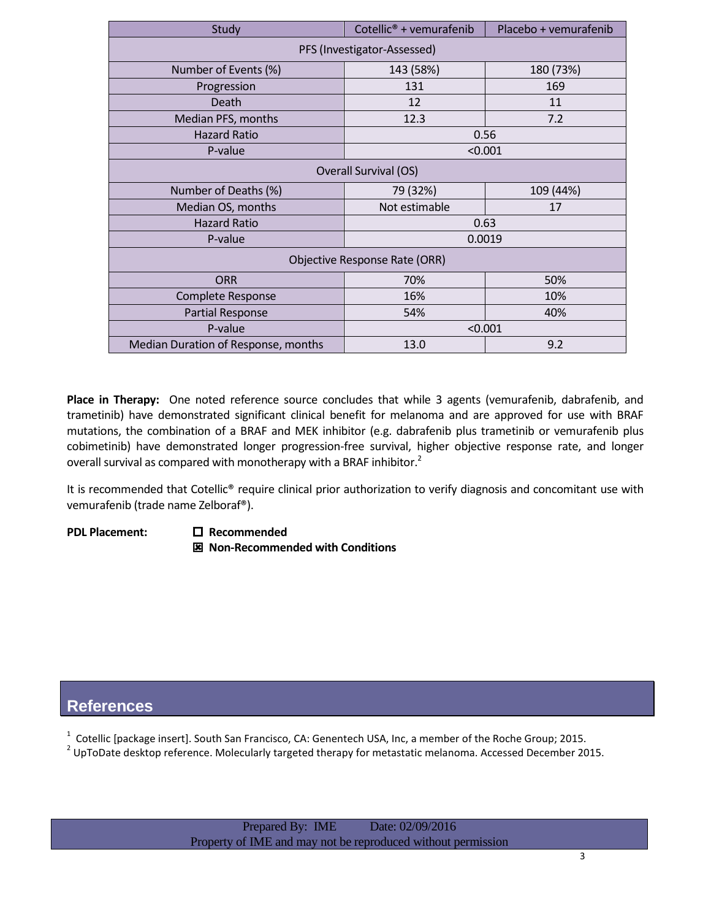| Study | Cotellic® + vemurafenib | Placebo + vemurafenib |
|---|---|---|
| PFS (Investigator-Assessed) | | |
| Number of Events (%) | 143 (58%) | 180 (73%) |
| Progression | 131 | 169 |
| Death | 12 | 11 |
| Median PFS, months | 12.3 | 7.2 |
| Hazard Ratio | 0.56 | |
| P-value | <0.001 | |
| Overall Survival (OS) | | |
| Number of Deaths (%) | 79 (32%) | 109 (44%) |
| Median OS, months | Not estimable | 17 |
| Hazard Ratio | 0.63 | |
| P-value | 0.0019 | |
| Objective Response Rate (ORR) | | |
| ORR | 70% | 50% |
| Complete Response | 16% | 10% |
| Partial Response | 54% | 40% |
| P-value | <0.001 | |
| Median Duration of Response, months | 13.0 | 9.2 |

**Place in Therapy:** One noted reference source concludes that while 3 agents (vemurafenib, dabrafenib, and trametinib) have demonstrated significant clinical benefit for melanoma and are approved for use with BRAF mutations, the combination of a BRAF and MEK inhibitor (e.g. dabrafenib plus trametinib or vemurafenib plus cobimetinib) have demonstrated longer progression-free survival, higher objective response rate, and longer overall survival as compared with monotherapy with a BRAF inhibitor.[2]

It is recommended that Cotellic® require clinical prior authorization to verify diagnosis and concomitant use with vemurafenib (trade name Zelboraf®).

**PDL Placement:**
- ☐ **Recommended**
- ☒ **Non-Recommended with Conditions**

## References

[1] Cotellic [package insert]. South San Francisco, CA: Genentech USA, Inc, a member of the Roche Group; 2015.
[2] UpToDate desktop reference. Molecularly targeted therapy for metastatic melanoma. Accessed December 2015.

Prepared By: IME Date: 02/09/2016
Property of IME and may not be reproduced without permission